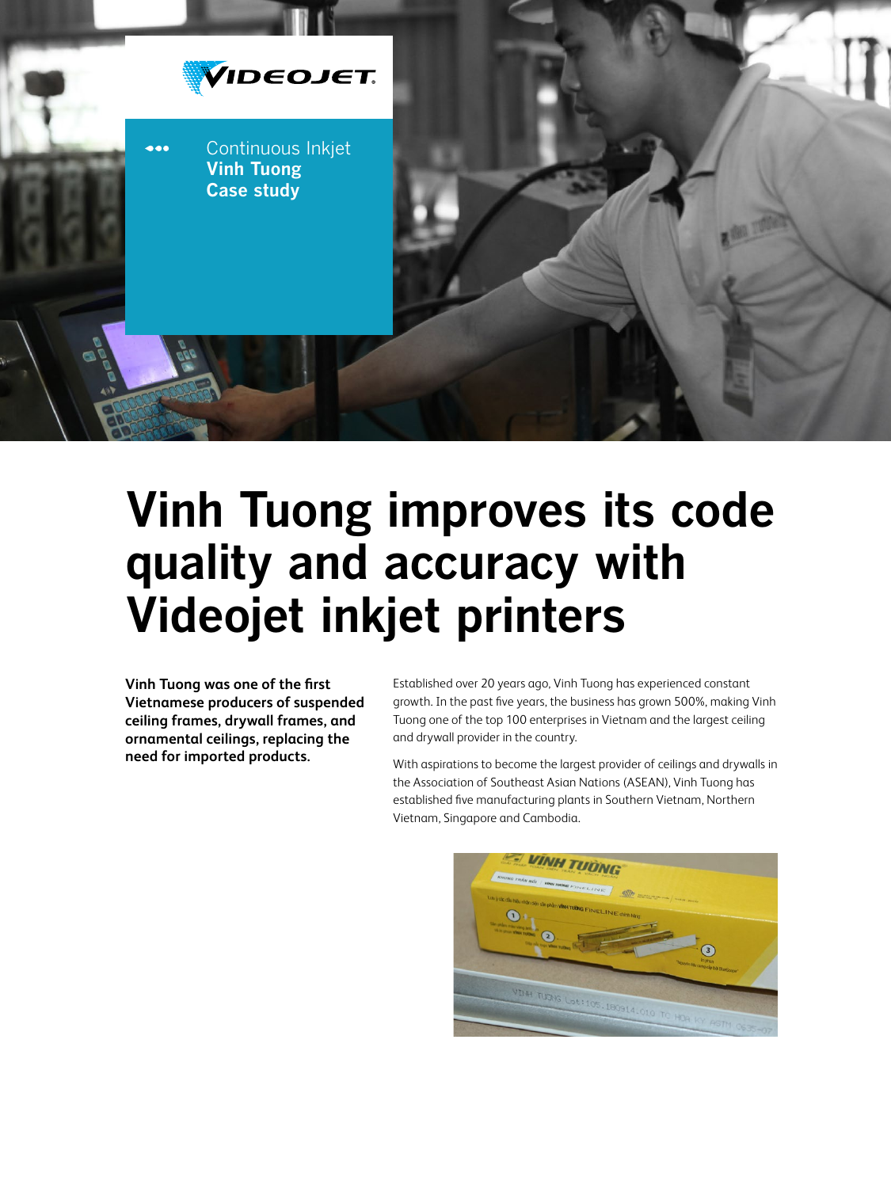Continuous Inkjet
**Vinh Tuong**
**Case study**

# Vinh Tuong improves its code quality and accuracy with Videojet inkjet printers

**Vinh Tuong was one of the first Vietnamese producers of suspended ceiling frames, drywall frames, and ornamental ceilings, replacing the need for imported products.**

Established over 20 years ago, Vinh Tuong has experienced constant growth. In the past five years, the business has grown 500%, making Vinh Tuong one of the top 100 enterprises in Vietnam and the largest ceiling and drywall provider in the country.

With aspirations to become the largest provider of ceilings and drywalls in the Association of Southeast Asian Nations (ASEAN), Vinh Tuong has established five manufacturing plants in Southern Vietnam, Northern Vietnam, Singapore and Cambodia.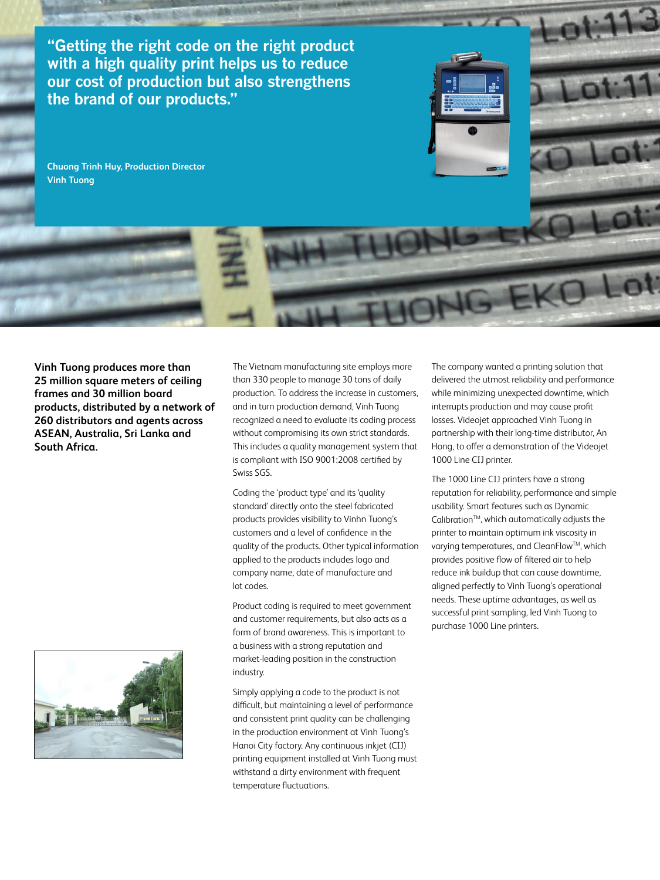**"Getting the right code on the right product with a high quality print helps us to reduce our cost of production but also strengthens the brand of our products."**

**Chuong Trinh Huy, Production Director**
**Vinh Tuong**

**Vinh Tuong produces more than 25 million square meters of ceiling frames and 30 million board products, distributed by a network of 260 distributors and agents across ASEAN, Australia, Sri Lanka and South Africa.**

The Vietnam manufacturing site employs more than 330 people to manage 30 tons of daily production. To address the increase in customers, and in turn production demand, Vinh Tuong recognized a need to evaluate its coding process without compromising its own strict standards. This includes a quality management system that is compliant with ISO 9001:2008 certified by Swiss SGS.

Coding the 'product type' and its 'quality standard' directly onto the steel fabricated products provides visibility to Vinhn Tuong's customers and a level of confidence in the quality of the products. Other typical information applied to the products includes logo and company name, date of manufacture and lot codes.

Product coding is required to meet government and customer requirements, but also acts as a form of brand awareness. This is important to a business with a strong reputation and market-leading position in the construction industry.

Simply applying a code to the product is not difficult, but maintaining a level of performance and consistent print quality can be challenging in the production environment at Vinh Tuong's Hanoi City factory. Any continuous inkjet (CIJ) printing equipment installed at Vinh Tuong must withstand a dirty environment with frequent temperature fluctuations.

The company wanted a printing solution that delivered the utmost reliability and performance while minimizing unexpected downtime, which interrupts production and may cause profit losses. Videojet approached Vinh Tuong in partnership with their long-time distributor, An Hong, to offer a demonstration of the Videojet 1000 Line CIJ printer.

The 1000 Line CIJ printers have a strong reputation for reliability, performance and simple usability. Smart features such as Dynamic Calibration™, which automatically adjusts the printer to maintain optimum ink viscosity in varying temperatures, and CleanFlow™, which provides positive flow of filtered air to help reduce ink buildup that can cause downtime, aligned perfectly to Vinh Tuong's operational needs. These uptime advantages, as well as successful print sampling, led Vinh Tuong to purchase 1000 Line printers.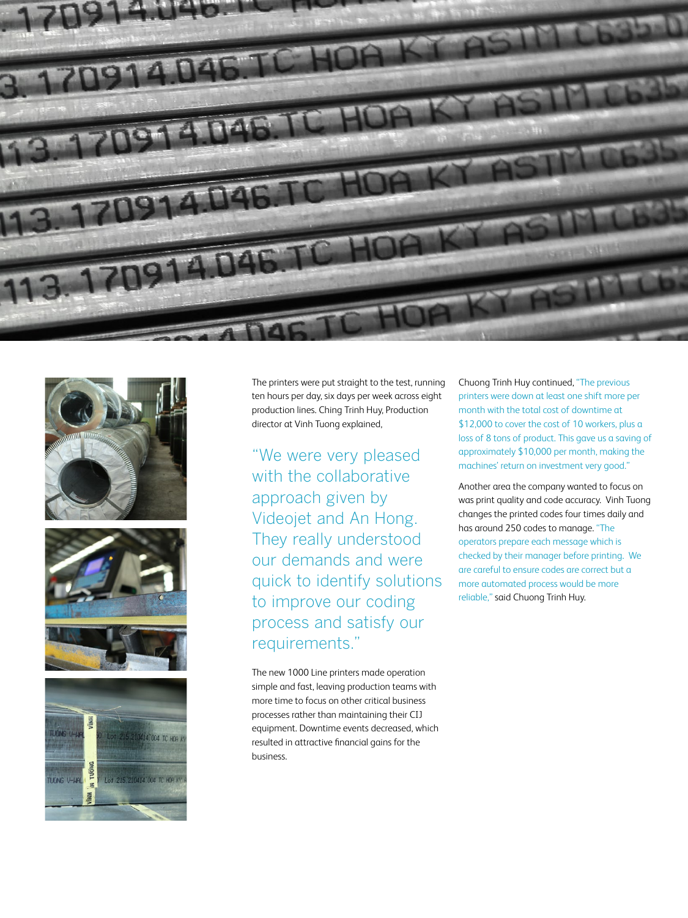The printers were put straight to the test, running ten hours per day, six days per week across eight production lines. Ching Trinh Huy, Production director at Vinh Tuong explained,

> "We were very pleased with the collaborative approach given by Videojet and An Hong. They really understood our demands and were quick to identify solutions to improve our coding process and satisfy our requirements."

The new 1000 Line printers made operation simple and fast, leaving production teams with more time to focus on other critical business processes rather than maintaining their CIJ equipment. Downtime events decreased, which resulted in attractive financial gains for the business.

Chuong Trinh Huy continued, "The previous printers were down at least one shift more per month with the total cost of downtime at $12,000 to cover the cost of 10 workers, plus a loss of 8 tons of product. This gave us a saving of approximately $10,000 per month, making the machines' return on investment very good."

Another area the company wanted to focus on was print quality and code accuracy. Vinh Tuong changes the printed codes four times daily and has around 250 codes to manage. "The operators prepare each message which is checked by their manager before printing. We are careful to ensure codes are correct but a more automated process would be more reliable," said Chuong Trinh Huy.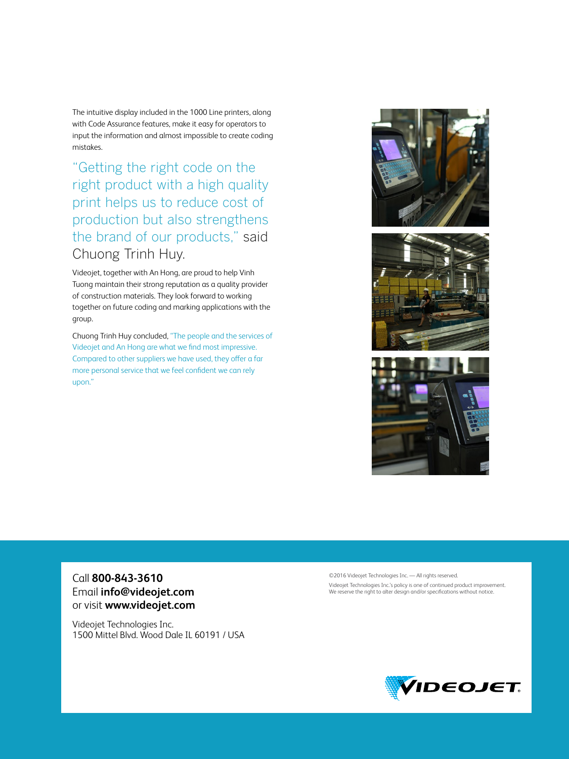The intuitive display included in the 1000 Line printers, along with Code Assurance features, make it easy for operators to input the information and almost impossible to create coding mistakes.

"Getting the right code on the right product with a high quality print helps us to reduce cost of production but also strengthens the brand of our products," said Chuong Trinh Huy.

Videojet, together with An Hong, are proud to help Vinh Tuong maintain their strong reputation as a quality provider of construction materials. They look forward to working together on future coding and marking applications with the group.

Chuong Trinh Huy concluded, "The people and the services of Videojet and An Hong are what we find most impressive. Compared to other suppliers we have used, they offer a far more personal service that we feel confident we can rely upon."

Call **800-843-3610**
Email **info@videojet.com**
or visit **www.videojet.com**

Videojet Technologies Inc.
1500 Mittel Blvd. Wood Dale IL 60191 / USA

©2016 Videojet Technologies Inc. — All rights reserved.

Videojet Technologies Inc.'s policy is one of continued product improvement. We reserve the right to alter design and/or specifications without notice.